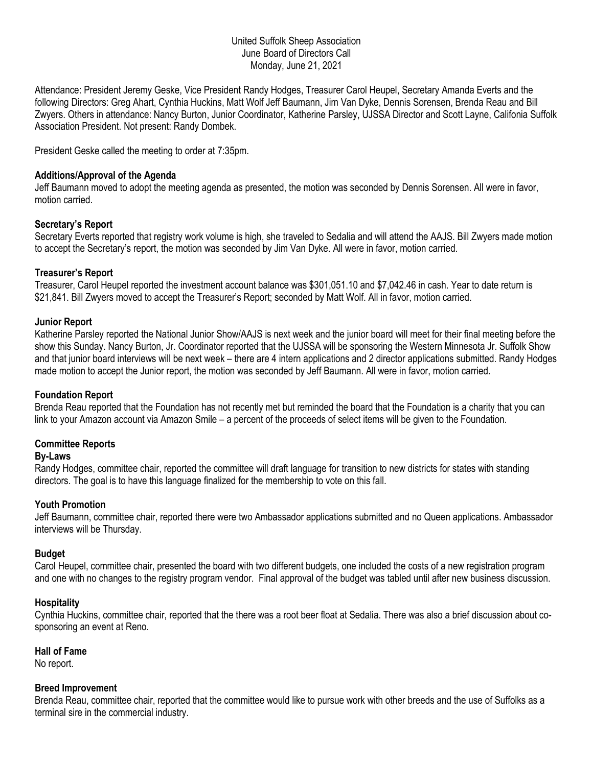United Suffolk Sheep Association
June Board of Directors Call
Monday, June 21, 2021

Attendance: President Jeremy Geske, Vice President Randy Hodges, Treasurer Carol Heupel, Secretary Amanda Everts and the following Directors: Greg Ahart, Cynthia Huckins, Matt Wolf Jeff Baumann, Jim Van Dyke, Dennis Sorensen, Brenda Reau and Bill Zwyers. Others in attendance: Nancy Burton, Junior Coordinator, Katherine Parsley, UJSSA Director and Scott Layne, Califonia Suffolk Association President. Not present: Randy Dombek.

President Geske called the meeting to order at 7:35pm.

**Additions/Approval of the Agenda**

Jeff Baumann moved to adopt the meeting agenda as presented, the motion was seconded by Dennis Sorensen. All were in favor, motion carried.

**Secretary's Report**

Secretary Everts reported that registry work volume is high, she traveled to Sedalia and will attend the AAJS. Bill Zwyers made motion to accept the Secretary's report, the motion was seconded by Jim Van Dyke. All were in favor, motion carried.

**Treasurer's Report**

Treasurer, Carol Heupel reported the investment account balance was $301,051.10 and $7,042.46 in cash. Year to date return is $21,841. Bill Zwyers moved to accept the Treasurer's Report; seconded by Matt Wolf. All in favor, motion carried.

**Junior Report**

Katherine Parsley reported the National Junior Show/AAJS is next week and the junior board will meet for their final meeting before the show this Sunday. Nancy Burton, Jr. Coordinator reported that the UJSSA will be sponsoring the Western Minnesota Jr. Suffolk Show and that junior board interviews will be next week – there are 4 intern applications and 2 director applications submitted. Randy Hodges made motion to accept the Junior report, the motion was seconded by Jeff Baumann. All were in favor, motion carried.

**Foundation Report**

Brenda Reau reported that the Foundation has not recently met but reminded the board that the Foundation is a charity that you can link to your Amazon account via Amazon Smile – a percent of the proceeds of select items will be given to the Foundation.

**Committee Reports**

**By-Laws**

Randy Hodges, committee chair, reported the committee will draft language for transition to new districts for states with standing directors. The goal is to have this language finalized for the membership to vote on this fall.

**Youth Promotion**

Jeff Baumann, committee chair, reported there were two Ambassador applications submitted and no Queen applications. Ambassador interviews will be Thursday.

**Budget**

Carol Heupel, committee chair, presented the board with two different budgets, one included the costs of a new registration program and one with no changes to the registry program vendor. Final approval of the budget was tabled until after new business discussion.

**Hospitality**

Cynthia Huckins, committee chair, reported that the there was a root beer float at Sedalia. There was also a brief discussion about co-sponsoring an event at Reno.

**Hall of Fame**

No report.

**Breed Improvement**

Brenda Reau, committee chair, reported that the committee would like to pursue work with other breeds and the use of Suffolks as a terminal sire in the commercial industry.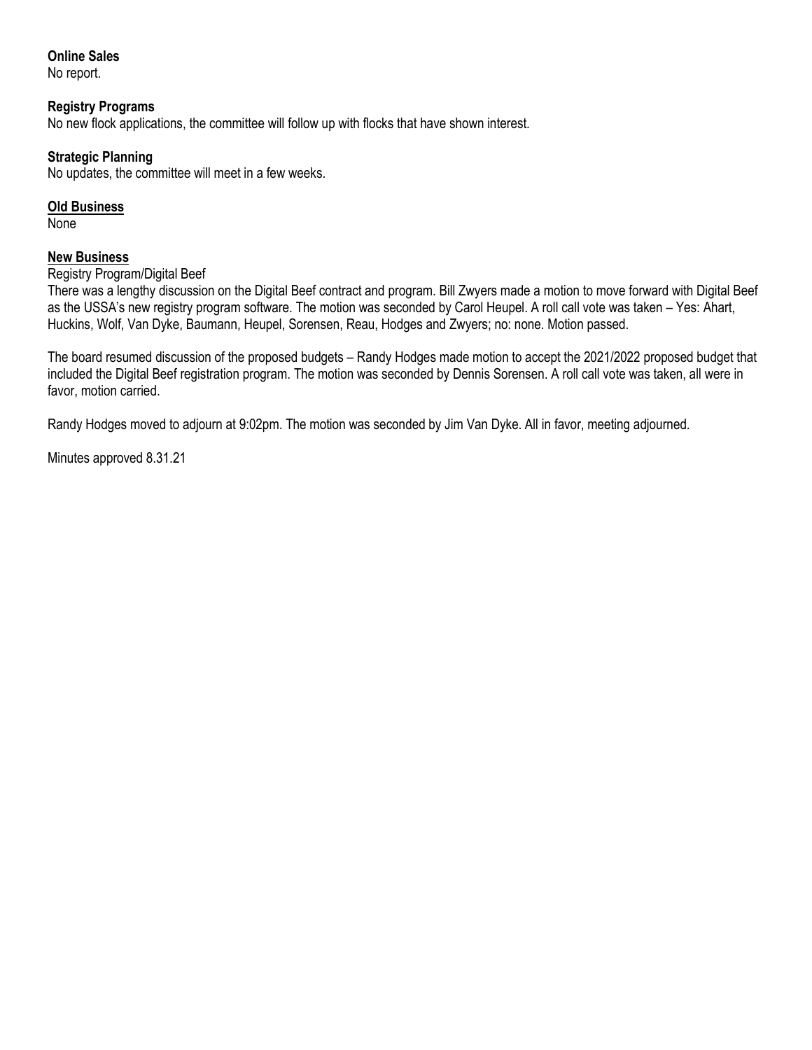**Online Sales**
No report.

**Registry Programs**
No new flock applications, the committee will follow up with flocks that have shown interest.

**Strategic Planning**
No updates, the committee will meet in a few weeks.

## Old Business
None

## New Business
Registry Program/Digital Beef
There was a lengthy discussion on the Digital Beef contract and program. Bill Zwyers made a motion to move forward with Digital Beef as the USSA's new registry program software. The motion was seconded by Carol Heupel. A roll call vote was taken – Yes: Ahart, Huckins, Wolf, Van Dyke, Baumann, Heupel, Sorensen, Reau, Hodges and Zwyers; no: none. Motion passed.

The board resumed discussion of the proposed budgets – Randy Hodges made motion to accept the 2021/2022 proposed budget that included the Digital Beef registration program. The motion was seconded by Dennis Sorensen. A roll call vote was taken, all were in favor, motion carried.

Randy Hodges moved to adjourn at 9:02pm. The motion was seconded by Jim Van Dyke. All in favor, meeting adjourned.

Minutes approved 8.31.21